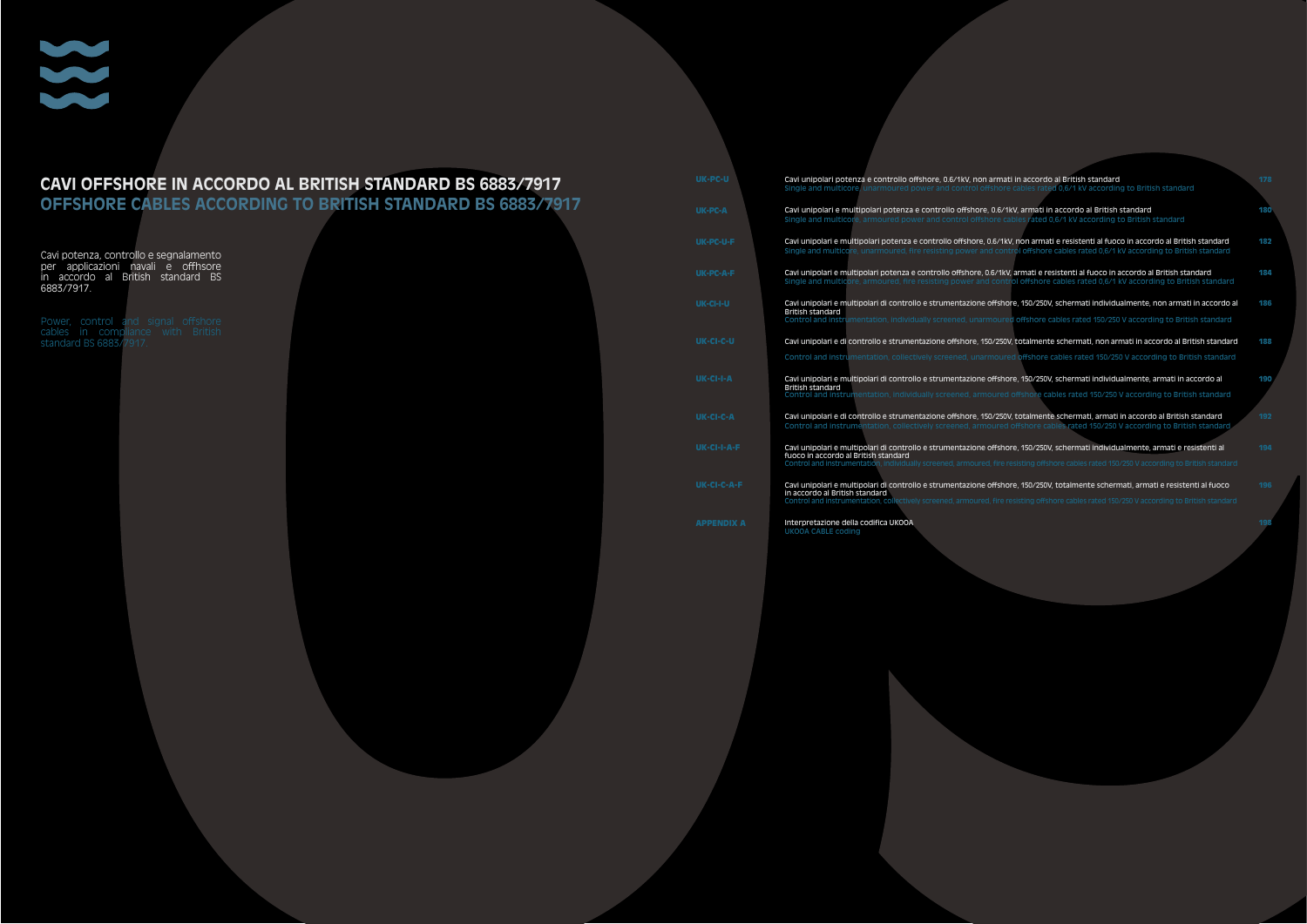# CAVI OFFSHORE IN ACCORDO AL BRITISH STANDARD BS 6883/7917

## OFFSHORE CABLES ACCORDING TO BRITISH STANDARD BS 6883/7917

Cavi potenza, controllo e segnalamento per applicazioni navali e offhsore in accordo al British standard BS 6883/7917.

Power, control and signal offshore cables in compliance with British standard BS 6883/7917.

| Code | Description | Page |
| --- | --- | --- |
| UK-PC-U | Cavi unipolari potenza e controllo offshore, 0.6/1kV, non armati in accordo al British standard<br>Single and multicore, unarmoured power and control offshore cables rated 0,6/1 kV according to British standard | 178 |
| UK-PC-A | Cavi unipolari e multipolari potenza e controllo offshore, 0.6/1kV, armati in accordo al British standard<br>Single and multicore, armoured power and control offshore cables rated 0.6/1 kV according to British standard | 180 |
| UK-PC-U-F | Cavi unipolari e multipolari potenza e controllo offshore, 0.6/1kV, non armati e resistenti al fuoco in accordo al British standard<br>Single and multicore, unarmoured, fire resisting power and control offshore cables rated 0,6/1 kV according to British standard | 182 |
| UK-PC-A-F | Cavi unipolari e multipolari potenza e controllo offshore, 0.6/1kV, armati e resistenti al fuoco in accordo al British standard<br>Single and multicore, armoured, fire resisting power and control offshore cables rated 0,6/1 kV according to British standard | 184 |
| UK-CI-I-U | Cavi unipolari e multipolari di controllo e strumentazione offshore, 150/250V, schermati individualmente, non armati in accordo al British standard<br>Control and instrumentation, individually screened, unarmoured offshore cables rated 150/250 V according to British standard | 186 |
| UK-CI-C-U | Cavi unipolari e di controllo e strumentazione offshore, 150/250V, totalmente schermati, non armati in accordo al British standard<br>Control and instrumentation, collectively screened, unarmoured offshore cables rated 150/250 V according to British standard | 188 |
| UK-CI-I-A | Cavi unipolari e multipolari di controllo e strumentazione offshore, 150/250V, schermati individualmente, armati in accordo al British standard<br>Control and instrumentation, individually screened, armoured offshore cables rated 150/250 V according to British standard | 190 |
| UK-CI-C-A | Cavi unipolari e di controllo e strumentazione offshore, 150/250V, totalmente schermati, armati in accordo al British standard<br>Control and instrumentation, collectively screened, armoured offshore cables rated 150/250 V according to British standard | 192 |
| UK-CI-I-A-F | Cavi unipolari e multipolari di controllo e strumentazione offshore, 150/250V, schermati individualmente, armati e resistenti al fuoco in accordo al British standard<br>Control and instrumentation, individually screened, armoured, fire resisting offshore cables rated 150/250 V according to British standard | 194 |
| UK-CI-C-A-F | Cavi unipolari e multipolari di controllo e strumentazione offshore, 150/250V, totalmente schermati, armati e resistenti al fuoco in accordo al British standard<br>Control and instrumentation, collectively screened, armoured, fire resisting offshore cables rated 150/250 V according to British standard | 196 |
| APPENDIX A | Interpretazione della codifica UKOOA<br>UKOOA CABLE coding | 198 |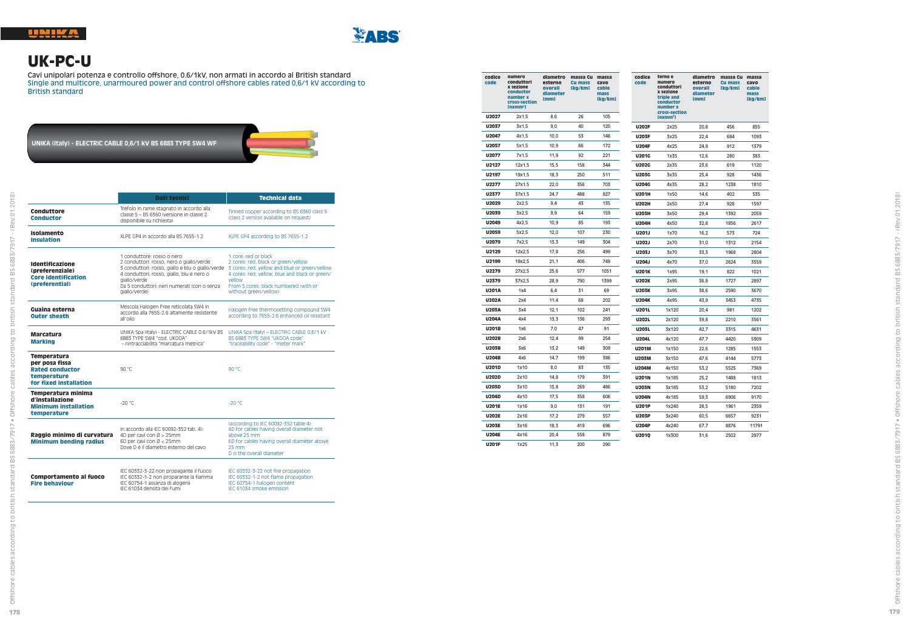# UK-PC-U

Cavi unipolari potenza e controllo offshore, 0,6/1kV, non armati in accordo al British standard

Single and multicore, unarmoured power and control offshore cables rated 0,6/1 kV according to British standard

UNIKA (Italy) - ELECTRIC CABLE 0,6/1 kV BS 6883 TYPE SW4 WF

| | Dati tecnici | Technical data |
|---|---|---|
| **Conduttore** **Conductor** | Trefolo in rame stagnato in accordo alla classe 5 – BS 6360 (versione in classe 2 disponibile su richiesta) | Tinned copper according to BS 6360 class 5 (class 2 version available on request) |
| **Isolamento** **Insulation** | XLPE GP4 in accordo alla BS 7655-1.2 | XLPE GP4 according to BS 7655-1.2 |
| **Identificazione (preferenziale)** **Core identification (preferential)** | 1 conduttore: rosso o nero<br>2 conduttori: rosso, nero o giallo/verde<br>3 conduttori: rosso, giallo e blu o giallo/verde<br>4 conduttori: rosso, giallo, blu e nero o giallo/verde<br>Da 5 conduttori: neri numerati (con o senza giallo/verde) | 1 core: red or black<br>2 cores: red, black or green/yellow<br>3 cores: red, yellow and blue or green/yellow<br>4 cores: red, yellow, blue and black or green/yellow<br>From 5 cores: black numbered (with or without green/yellow) |
| **Guaina esterna** **Outer sheath** | Mescola Halogen Free reticolata SW4 in accordo alla 7655-2.6 altamente resistente all'olio | Halogen free thermosetting compound SW4 according to 7655-2.6 enhanced oil resistant |
| **Marcatura** **Marking** | UNIKA Spa (Italy) - ELECTRIC CABLE 0.6/1kV BS 6883 TYPE SW4 "cod. UKOOA" – rintracciabilità "marcatura metrica" | UNIKA Spa (Italy) – ELECTRIC CABLE 0,6/1 kV BS 6883 TYPE SW4 "UKOOA code" "traceability code" - "meter mark" |
| **Temperatura per posa fissa** **Rated conductor temperature for fixed installation** | 90 °C | 90 °C |
| **Temperatura minima d'installazione** **Minimum installation temperature** | -20 °C | -20 °C |
| **Raggio minimo di curvatura** **Minimum bending radius** | in accordo alla IEC 60092-352 tab. 4):<br>4D per cavi con Ø > 25mm<br>6D per cavi con Ø < 25mm<br>Dove D è il diametro esterno del cavo | (according to IEC 60092-352 table 4):<br>4D for cables having overall diameter not above 25 mm<br>6D for cables having overall diameter above 25 mm<br>D is the overall diameter |
| **Comportamento al fuoco** **Fire behaviour** | IEC 60332-3-22 non propagante il fuoco<br>IEC 60332-1-2 non propagante la fiamma<br>IEC 60754-1 assenza di alogenii<br>IEC 61034 densità dei fumi | IEC 60332-3-22 not fire propagation<br>IEC 60332-1-2 not flame propagation<br>IEC 60754-1 halogen content<br>IEC 61034 smoke emission |

| codice code | numero conduttori x sezione conductor number x cross-section [nxmm²] | diametro esterno overall diameter [mm] | massa Cu Cu mass [kg/km] | massa cavo cable mass [kg/km] |
|---|---|---|---|---|
| U2027 | 2x1,5 | 8,6 | 26 | 105 |
| U2037 | 3x1,5 | 9,0 | 40 | 120 |
| U2047 | 4x1,5 | 10,0 | 53 | 148 |
| U2057 | 5x1,5 | 10,9 | 66 | 172 |
| U2077 | 7x1,5 | 11,9 | 92 | 221 |
| U2127 | 12x1,5 | 15,5 | 158 | 344 |
| U2197 | 19x1,5 | 18,3 | 250 | 511 |
| U2277 | 27x1,5 | 22,0 | 356 | 703 |
| U2377 | 37x1,5 | 24,7 | 488 | 927 |
| U2029 | 2x2,5 | 9,4 | 43 | 135 |
| U2039 | 3x2,5 | 9,9 | 64 | 159 |
| U2049 | 4x2,5 | 10,9 | 85 | 193 |
| U2059 | 5x2,5 | 12,0 | 107 | 230 |
| U2079 | 7x2,5 | 13,3 | 149 | 304 |
| U2129 | 12x2,5 | 17,8 | 256 | 499 |
| U2199 | 19x2,5 | 21,1 | 406 | 749 |
| U2279 | 27x2,5 | 25,6 | 577 | 1051 |
| U2379 | 37x2,5 | 28,9 | 790 | 1399 |
| U201A | 1x4 | 6,4 | 31 | 69 |
| U202A | 2x4 | 11,4 | 68 | 202 |
| U203A | 3x4 | 12,1 | 102 | 241 |
| U204A | 4x4 | 13,3 | 136 | 293 |
| U201B | 1x6 | 7,0 | 47 | 91 |
| U202B | 2x6 | 12,4 | 99 | 254 |
| U203B | 3x6 | 13,2 | 149 | 309 |
| U204B | 4x6 | 14,7 | 199 | 386 |
| U201D | 1x10 | 8,0 | 83 | 135 |
| U202D | 2x10 | 14,8 | 179 | 391 |
| U203D | 3x10 | 15,8 | 269 | 486 |
| U204D | 4x10 | 17,5 | 358 | 606 |
| U201E | 1x16 | 9,0 | 131 | 191 |
| U202E | 2x16 | 17,2 | 279 | 557 |
| U203E | 3x16 | 18,3 | 419 | 696 |
| U204E | 4x16 | 20,4 | 558 | 879 |
| U201F | 1x25 | 11,3 | 200 | 290 |

| codice code | terne e numero conduttori x sezione triple and conductor number x cross-section [nxmm²] | diametro esterno overall diameter [mm] | massa Cu Cu mass [kg/km] | massa cavo cable mass [kg/km] |
|---|---|---|---|---|
| U202F | 2x25 | 20,8 | 456 | 855 |
| U203F | 3x25 | 22,4 | 684 | 1093 |
| U204F | 4x25 | 24,9 | 912 | 1379 |
| U201G | 1x35 | 12,6 | 280 | 383 |
| U202G | 2x35 | 23,6 | 619 | 1120 |
| U203G | 3x35 | 25,4 | 928 | 1436 |
| U204G | 4x35 | 28,2 | 1238 | 1810 |
| U201H | 1x50 | 14,6 | 402 | 535 |
| U202H | 2x50 | 27,4 | 928 | 1597 |
| U203H | 3x50 | 29,4 | 1392 | 2059 |
| U204H | 4x50 | 32,8 | 1856 | 2617 |
| U201J | 1x70 | 16,2 | 573 | 724 |
| U202J | 2x70 | 31,0 | 1312 | 2154 |
| U203J | 3x70 | 33,3 | 1968 | 2804 |
| U204J | 4x70 | 37,0 | 2624 | 3559 |
| U201K | 1x95 | 19,1 | 822 | 1021 |
| U202K | 2x95 | 36,8 | 1727 | 2897 |
| U203K | 3x95 | 38,6 | 2590 | 3670 |
| U204K | 4x95 | 43,9 | 3453 | 4735 |
| U201L | 1x120 | 20,4 | 981 | 1202 |
| U202L | 2x120 | 39,8 | 2210 | 3561 |
| U203L | 3x120 | 42,7 | 3315 | 4631 |
| U204L | 4x120 | 47,7 | 4420 | 5909 |
| U201M | 1x150 | 22,6 | 1285 | 1553 |
| U203M | 3x150 | 47,6 | 4144 | 5773 |
| U204M | 4x150 | 53,2 | 5525 | 7369 |
| U201N | 1x185 | 25,2 | 1488 | 1813 |
| U203N | 3x185 | 53,2 | 5180 | 7202 |
| U204N | 4x185 | 59,3 | 6906 | 9170 |
| U201P | 1x240 | 28,5 | 1961 | 2359 |
| U203P | 3x240 | 60,5 | 6657 | 9231 |
| U204P | 4x240 | 67,7 | 8876 | 11791 |
| U201Q | 1x300 | 31,6 | 2502 | 2977 |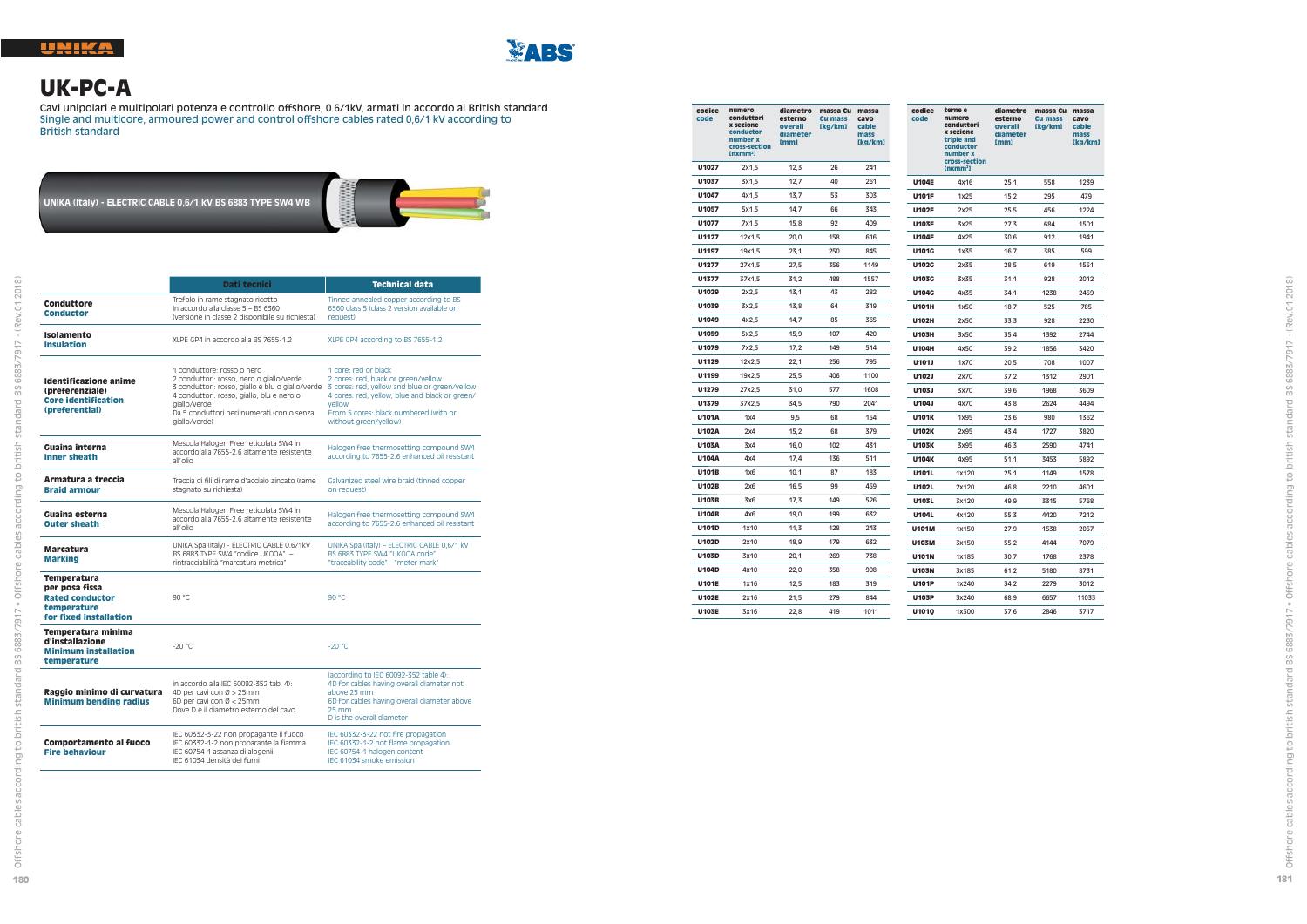# UK-PC-A

Cavi unipolari e multipolari potenza e controllo offshore, 0.6/1kV, armati in accordo al British standard
Single and multicore, armoured power and control offshore cables rated 0,6/1 kV according to British standard

UNIKA (Italy) - ELECTRIC CABLE 0,6/1 kV BS 6883 TYPE SW4 WB

| | Dati tecnici | Technical data |
|---|---|---|
| **Conduttore** **Conductor** | Trefolo in rame stagnato ricotto In accordo alla classe 5 – BS 6360 (versione in classe 2 disponibile su richiesta) | Tinned annealed copper according to BS 6360 class 5 (class 2 version available on request) |
| **Isolamento** **Insulation** | XLPE GP4 in accordo alla BS 7655-1.2 | XLPE GP4 according to BS 7655-1.2 |
| **Identificazione anime (preferenziale)** **Core identification (preferential)** | 1 conduttore: rosso o nero 2 conduttori: rosso, nero o giallo/verde 3 conduttori: rosso, giallo e blu o giallo/verde 4 conduttori: rosso, giallo, blu e nero o giallo/verde Da 5 conduttori neri numerati (con o senza giallo/verde) | 1 core: red or black 2 cores: red, black or green/yellow 3 cores: red, yellow and blue or green/yellow 4 cores: red, yellow, blue and black or green/yellow From 5 cores: black numbered (with or without green/yellow) |
| **Guaina interna** **Inner sheath** | Mescola Halogen Free reticolata SW4 in accordo alla 7655-2.6 altamente resistente all'olio | Halogen free thermosetting compound SW4 according to 7655-2.6 enhanced oil resistant |
| **Armatura a treccia** **Braid armour** | Treccia di fili di rame d'acciaio zincato (rame stagnato su richiesta) | Galvanized steel wire braid (tinned copper on request) |
| **Guaina esterna** **Outer sheath** | Mescola Halogen Free reticolata SW4 in accordo alla 7655-2.6 altamente resistente all'olio | Halogen free thermosetting compound SW4 according to 7655-2.6 enhanced oil resistant |
| **Marcatura** **Marking** | UNIKA Spa (Italy) - ELECTRIC CABLE 0.6/1kV BS 6883 TYPE SW4 "codice UKOOA" – rintracciabilità "marcatura metrica" | UNIKA Spa (Italy) – ELECTRIC CABLE 0,6/1 kV BS 6883 TYPE SW4 "UKOOA code" "traceability code" - "meter mark" |
| **Temperatura per posa fissa** **Rated conductor temperature for fixed installation** | 90 °C | 90 °C |
| **Temperatura minima d'installazione** **Minimum installation temperature** | -20 °C | -20 °C |
| **Raggio minimo di curvatura** **Minimum bending radius** | In accordo alla IEC 60092-352 tab. 4): 4D per cavi con Ø > 25mm 6D per cavi con Ø < 25mm Dove D è il diametro esterno del cavo | (according to IEC 60092-352 table 4): 4D for cables having overall diameter not above 25 mm 6D for cables having overall diameter above 25 mm D is the overall diameter |
| **Comportamento al fuoco** **Fire behaviour** | IEC 60332-3-22 non propagante il fuoco IEC 60332-1-2 non propagante la fiamma IEC 60754-1 assenza di alogenii IEC 61034 densità dei fumi | IEC 60332-3-22 not fire propagation IEC 60332-1-2 not flame propagation IEC 60754-1 halogen content IEC 61034 smoke emission |

| codice code | numero conduttori x sezione conductor number x cross-section [nxmm²] | diametro esterno overall diameter [mm] | massa Cu Cu mass [kg/km] | massa cavo cable mass [kg/km] |
|---|---|---|---|---|
| U1027 | 2x1,5 | 12,3 | 26 | 241 |
| U1037 | 3x1,5 | 12,7 | 40 | 261 |
| U1047 | 4x1,5 | 13,7 | 53 | 303 |
| U1057 | 5x1,5 | 14,7 | 66 | 343 |
| U1077 | 7x1,5 | 15,8 | 92 | 409 |
| U1127 | 12x1,5 | 20,0 | 158 | 616 |
| U1197 | 19x1,5 | 23,1 | 250 | 845 |
| U1277 | 27x1,5 | 27,5 | 356 | 1149 |
| U1377 | 37x1,5 | 31,2 | 488 | 1557 |
| U1029 | 2x2,5 | 13,1 | 43 | 282 |
| U1039 | 3x2,5 | 13,8 | 64 | 319 |
| U1049 | 4x2,5 | 14,7 | 85 | 365 |
| U1059 | 5x2,5 | 15,9 | 107 | 420 |
| U1079 | 7x2,5 | 17,2 | 149 | 514 |
| U1129 | 12x2,5 | 22,1 | 256 | 795 |
| U1199 | 19x2,5 | 25,5 | 406 | 1100 |
| U1279 | 27x2,5 | 31,0 | 577 | 1608 |
| U1379 | 37x2,5 | 34,5 | 790 | 2041 |
| U101A | 1x4 | 9,5 | 68 | 154 |
| U102A | 2x4 | 15,2 | 68 | 379 |
| U103A | 3x4 | 16,0 | 102 | 431 |
| U104A | 4x4 | 17,4 | 136 | 511 |
| U101B | 1x6 | 10,1 | 87 | 183 |
| U102B | 2x6 | 16,5 | 99 | 459 |
| U103B | 3x6 | 17,3 | 149 | 526 |
| U104B | 4x6 | 19,0 | 199 | 632 |
| U101D | 1x10 | 11,3 | 128 | 243 |
| U102D | 2x10 | 18,9 | 179 | 632 |
| U103D | 3x10 | 20,1 | 269 | 738 |
| U104D | 4x10 | 22,0 | 358 | 908 |
| U101E | 1x16 | 12,5 | 183 | 319 |
| U102E | 2x16 | 21,5 | 279 | 844 |
| U103E | 3x16 | 22,8 | 419 | 1011 |

| codice code | terne e numero conduttori x sezione triple and conductor number x cross-section [nxmm²] | diametro esterno overall diameter [mm] | massa Cu Cu mass [kg/km] | massa cavo cable mass [kg/km] |
|---|---|---|---|---|
| U104E | 4x16 | 25,1 | 558 | 1239 |
| U101F | 1x25 | 15,2 | 295 | 479 |
| U102F | 2x25 | 25,5 | 456 | 1224 |
| U103F | 3x25 | 27,3 | 684 | 1501 |
| U104F | 4x25 | 30,6 | 912 | 1941 |
| U101G | 1x35 | 16,7 | 385 | 599 |
| U102G | 2x35 | 28,5 | 619 | 1551 |
| U103G | 3x35 | 31,1 | 928 | 2012 |
| U104G | 4x35 | 34,1 | 1238 | 2459 |
| U101H | 1x50 | 18,7 | 525 | 785 |
| U102H | 2x50 | 33,3 | 928 | 2230 |
| U103H | 3x50 | 35,4 | 1392 | 2744 |
| U104H | 4x50 | 39,2 | 1856 | 3420 |
| U101J | 1x70 | 20,5 | 708 | 1007 |
| U102J | 2x70 | 37,2 | 1312 | 2901 |
| U103J | 3x70 | 39,6 | 1968 | 3609 |
| U104J | 4x70 | 43,8 | 2624 | 4494 |
| U101K | 1x95 | 23,6 | 980 | 1362 |
| U102K | 2x95 | 43,4 | 1727 | 3820 |
| U103K | 3x95 | 46,3 | 2590 | 4741 |
| U104K | 4x95 | 51,1 | 3453 | 5892 |
| U101L | 1x120 | 25,1 | 1149 | 1578 |
| U102L | 2x120 | 46,8 | 2210 | 4601 |
| U103L | 3x120 | 49,9 | 3315 | 5768 |
| U104L | 4x120 | 55,3 | 4420 | 7212 |
| U101M | 1x150 | 27,9 | 1538 | 2057 |
| U103M | 3x150 | 55,2 | 4144 | 7079 |
| U101N | 1x185 | 30,7 | 1768 | 2378 |
| U103N | 3x185 | 61,2 | 5180 | 8731 |
| U101P | 1x240 | 34,2 | 2279 | 3012 |
| U103P | 3x240 | 68,9 | 6657 | 11033 |
| U101Q | 1x300 | 37,6 | 2846 | 3717 |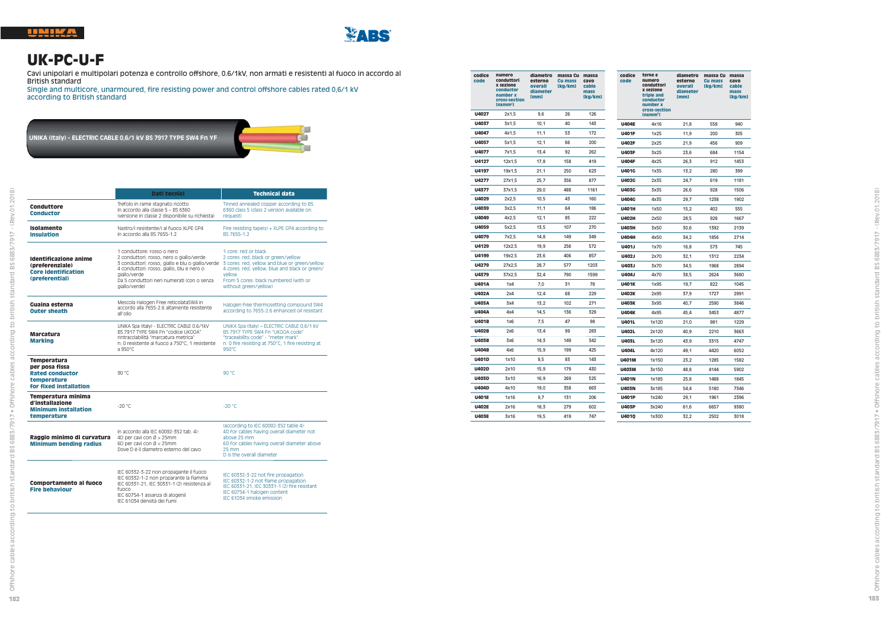# UK-PC-U-F

Cavi unipolari e multipolari potenza e controllo offshore, 0.6/1kV, non armati e resistenti al fuoco in accordo al British standard

Single and multicore, unarmoured, fire resisting power and control offshore cables rated 0,6/1 kV according to British standard

UNIKA (Italy) - ELECTRIC CABLE 0,6/1 kV BS 7917 TYPE SW4 Fn YF

| | Dati tecnici | Technical data |
|---|---|---|
| **Conduttore** **Conductor** | Trefolo in rame stagnato ricotto In accordo alla classe 5 – BS 6360 (versione in classe 2 disponibile su richiesta) | Tinned annealed copper according to BS 6360 class 5 (class 2 version available on request) |
| **Isolamento** **Insulation** | Nastro/i resistente/i al fuoco XLPE GP4 in accordo alla BS 7655-1.2 | Fire resisting tape(s) + XLPE GP4 according to BS 7655-1.2 |
| **Identificazione anime (preferenziale)** **Core identification (preferential)** | 1 conduttore: rosso o nero 2 conduttori: rosso, nero o giallo/verde 3 conduttori: rosso, giallo e blu o giallo/verde 4 conduttori: rosso, giallo, blu e nero o giallo/verde Da 5 conduttori neri numerati (con o senza giallo/verde) | 1 core: red or black 2 cores: red, black or green/yellow 3 cores: red, yellow and blue or green/yellow 4 cores: red, yellow, blue and black or green/yellow From 5 cores: black numbered (with or without green/yellow) |
| **Guaina esterna** **Outer sheath** | Mescola Halogen Free reticolataSW4 in accordo alla 7655-2.6 altamente resistente all'olio | Halogen free thermosetting compound SW4 according to 7655-2.6 enhanced oil resistant |
| **Marcatura** **Marking** | UNIKA Spa (Italy) - ELECTRIC CABLE 0.6/1kV BS 7917 TYPE SW4 Fn "codice UKOOA" rintracciabilità "marcatura metrica" n: 0 resistente al fuoco a 750°C, 1 resistente a 950°C | UNIKA Spa (Italy) – ELECTRIC CABLE 0,6/1 kV BS 7917 TYPE SW4 Fn "UKOOA code" "traceability code" - "meter mark" n: 0 fire resisting at 750°C, 1 fire resisting at 950°C |
| **Temperatura per posa fissa** **Rated conductor temperature for fixed installation** | 90 °C | 90 °C |
| **Temperatura minima d'installazione** **Minimum installation temperature** | -20 °C | -20 °C |
| **Raggio minimo di curvatura** **Minimum bending radius** | in accordo alla IEC 60092-352 tab. 4): 4D per cavi con Ø > 25mm 6D per cavi con Ø < 25mm Dove D è il diametro esterno del cavo | (according to IEC 60092-352 table 4): 4D for cables having overall diameter not above 25 mm 6D for cables having overall diameter above 25 mm D is the overall diameter |
| **Comportamento al fuoco** **Fire behaviour** | IEC 60332-3-22 non propagante il fuoco IEC 60332-1-2 non propagante la fiamma IEC 60331-21, IEC 30331-1 (2) resistenza al fuoco IEC 60754-1 assanza di alogenii IEC 61034 densità dei fumi | IEC 60332-3-22 not fire propagation IEC 60332-1-2 not flame propagation IEC 60331-21, IEC 30331-1 (2) fire resistant IEC 60754-1 halogen content IEC 61034 smoke emission |

| codice code | numero conduttori x sezione conductor number x cross-section [nxmm²] | diametro esterno overall diameter [mm] | massa Cu Cu mass [kg/km] | massa cavo cable mass [kg/km] |
|---|---|---|---|---|
| U4027 | 2x1,5 | 9,6 | 26 | 126 |
| U4037 | 3x1,5 | 10,1 | 40 | 143 |
| U4047 | 4x1,5 | 11,1 | 53 | 172 |
| U4057 | 5x1,5 | 12,1 | 66 | 200 |
| U4077 | 7x1,5 | 13,4 | 92 | 262 |
| U4127 | 12x1,5 | 17,8 | 158 | 419 |
| U4197 | 19x1,5 | 21,1 | 250 | 623 |
| U4277 | 27x1,5 | 25,7 | 356 | 877 |
| U4377 | 37x1,5 | 29,0 | 488 | 1161 |
| U4029 | 2x2,5 | 10,5 | 43 | 160 |
| U4039 | 3x2,5 | 11,1 | 64 | 186 |
| U4049 | 4x2,5 | 12,1 | 85 | 222 |
| U4059 | 5x2,5 | 13,5 | 107 | 270 |
| U4079 | 7x2,5 | 14,8 | 149 | 349 |
| U4129 | 12x2,5 | 19,9 | 256 | 572 |
| U4199 | 19x2,5 | 23,6 | 406 | 857 |
| U4279 | 27x2,5 | 28,7 | 577 | 1203 |
| U4379 | 37x2,5 | 32,4 | 790 | 1599 |
| U401A | 1x4 | 7,0 | 31 | 78 |
| U402A | 2x4 | 12,4 | 68 | 229 |
| U403A | 3x4 | 13,2 | 102 | 271 |
| U404A | 4x4 | 14,5 | 136 | 329 |
| U401B | 1x6 | 7,5 | 47 | 98 |
| U402B | 2x6 | 13,4 | 99 | 283 |
| U403B | 3x6 | 14,3 | 149 | 342 |
| U404B | 4x6 | 15,9 | 199 | 425 |
| U401D | 1x10 | 8,5 | 83 | 143 |
| U402D | 2x10 | 15,9 | 179 | 430 |
| U403D | 3x10 | 16,9 | 269 | 525 |
| U404D | 4x10 | 19,0 | 358 | 663 |
| U401E | 1x16 | 9,7 | 131 | 206 |
| U402E | 2x16 | 18,3 | 279 | 602 |
| U403E | 3x16 | 19,5 | 419 | 747 |

| codice code | terne e numero conduttori x sezione triple and conductor number x cross-section [nxmm²] | diametro esterno overall diameter [mm] | massa Cu Cu mass [kg/km] | massa cavo cable mass [kg/km] |
|---|---|---|---|---|
| U404E | 4x16 | 21,8 | 558 | 940 |
| U401F | 1x25 | 11,9 | 200 | 305 |
| U402F | 2x25 | 21,9 | 456 | 909 |
| U403F | 3x25 | 23,6 | 684 | 1154 |
| U404F | 4x25 | 26,3 | 912 | 1453 |
| U401G | 1x35 | 13,2 | 280 | 399 |
| U402G | 2x35 | 24,7 | 619 | 1181 |
| U403G | 3x35 | 26,6 | 928 | 1506 |
| U404G | 4x35 | 29,7 | 1238 | 1902 |
| U401H | 1x50 | 15,2 | 402 | 555 |
| U402H | 2x50 | 28,5 | 928 | 1667 |
| U403H | 3x50 | 30,6 | 1392 | 2139 |
| U404H | 4x50 | 34,2 | 1856 | 2714 |
| U401J | 1x70 | 16,8 | 573 | 745 |
| U402J | 2x70 | 32,1 | 1312 | 2234 |
| U403J | 3x70 | 34,5 | 1968 | 2894 |
| U404J | 4x70 | 38,5 | 2624 | 3680 |
| U401K | 1x95 | 19,7 | 822 | 1045 |
| U402K | 2x95 | 37,9 | 1727 | 2991 |
| U403K | 3x95 | 40,7 | 2590 | 3846 |
| U404K | 4x95 | 45,4 | 3453 | 4877 |
| U401L | 1x120 | 21,0 | 981 | 1229 |
| U402L | 2x120 | 40,9 | 2210 | 3663 |
| U403L | 3x120 | 43,9 | 3315 | 4747 |
| U404L | 4x120 | 49,1 | 4420 | 6052 |
| U401M | 1x150 | 23,2 | 1285 | 1582 |
| U403M | 3x150 | 48,8 | 4144 | 5902 |
| U401N | 1x185 | 25,8 | 1488 | 1845 |
| U403N | 3x185 | 54,4 | 5180 | 7346 |
| U401P | 1x240 | 29,1 | 1961 | 2396 |
| U403P | 3x240 | 61,6 | 6657 | 9380 |
| U401Q | 1x300 | 32,2 | 2502 | 3018 |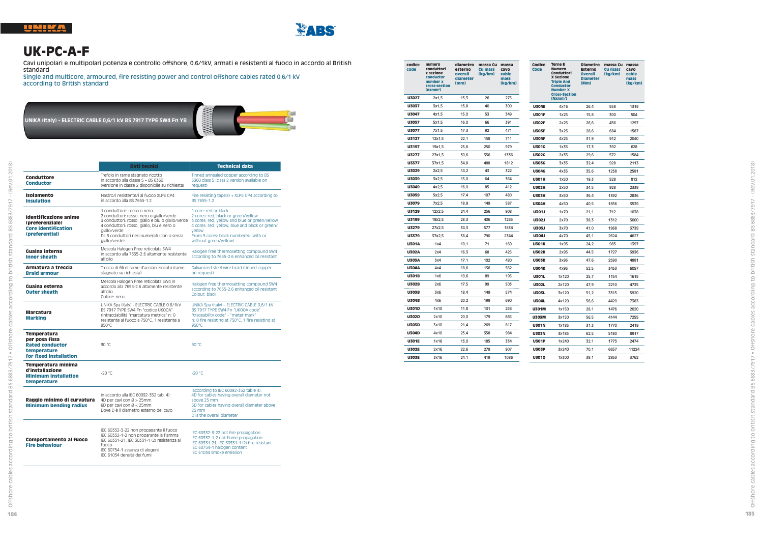# UK-PC-A-F

Cavi unipolari e multipolari potenza e controllo offshore, 0.6/1kV, armati e resistenti al fuoco in accordo al British standard

Single and multicore, armoured, fire resisting power and control offshore cables rated 0,6/1 kV according to British standard

UNIKA (Italy) - ELECTRIC CABLE 0,6/1 kV BS 7917 TYPE SW4 Fn YB

| | Dati tecnici | Technical data |
|---|---|---|
| **Conduttore** **Conductor** | Trefolo in rame stagnato ricotto In accordo alla classe 5 – BS 6360 (versione in classe 2 disponibile su richiesta) | Tinned annealed copper according to BS 6360 class 5 (class 2 version available on request) |
| **Isolamento** **Insulation** | Nastro/i resistente/i al fuoco XLPE GP4 in accordo BS 7655-1.2 | Fire resisting tape(s) + XLPE GP4 according to BS 7655-1.2 |
| **Identificazione anime (preferenziale)** **Core identification (preferential)** | 1 conduttore: rosso o nero 2 conduttori: rosso, nero o giallo/verde 3 conduttori: rosso, giallo e blu o giallo/verde 4 conduttori: rosso, giallo, blu e nero o giallo/verde Da 5 conduttori neri numerati (con o senza giallo/verde) | 1 core: red or black 2 cores: red, black or green/yellow 3 cores: red, yellow and blue or green/yellow 4 cores: red, yellow, blue and black or green/yellow From 5 cores: black numbered (with or without green/yellow) |
| **Guaina interna** **Inner sheath** | Mescola Halogen Free reticolata SW4 in accordo alla 7655-2.6 altamente resistente all'olio | Halogen free thermosetting compound SW4 according to 7655-2.6 enhanced oil resistant |
| **Armatura a treccia** **Braid armour** | Treccia di fili di rame d'acciaio zincato (rame stagnato su richiesta) | Galvanized steel wire braid (tinned copper on request) |
| **Guaina esterna** **Outer sheath** | Mescola Halogen Free reticolata SW4 in accordo alla 7655-2.6 altamente resistente all'olio Colore: nero | Halogen free thermosetting compound SW4 according to 7655-2.6 enhanced oil resistant Colour: black |
| **Marcatura** **Marking** | UNIKA Spa (Italy) - ELECTRIC CABLE 0.6/1kV BS 7917 TYPE SW4 Fn "codice UKOOA" rintracciabilità "marcatura metrica" n: 0 resistente al fuoco a 750°C, 1 resistente a 950°C | UNIKA Spa (Italy) – ELECTRIC CABLE 0,6/1 kV BS 7917 TYPE SW4 Fn "UKOOA code" "traceability code" - "meter mark" n: 0 fire resisting at 750°C, 1 fire resisting at 950°C |
| **Temperatura per posa fissa** **Rated conductor temperature for fixed installation** | 90 °C | 90 °C |
| **Temperatura minima d'installazione** **Minimum installation temperature** | -20 °C | -20 °C |
| **Raggio minimo di curvatura** **Minimum bending radius** | in accordo alla IEC 60092-352 tab. 4): 4D per cavi con Ø > 25mm 6D per cavi con Ø < 25mm Dove D è il diametro esterno del cavo | (according to IEC 60092-352 table 4): 4D for cables having overall diameter not above 25 mm 6D for cables having overall diameter above 25 mm D is the overall diameter |
| **Comportamento al fuoco** **Fire behaviour** | IEC 60332-3-22 non propagante il fuoco IEC 60332-1-2 non propagante la fiamma IEC 60331-21, IEC 30331-1 (2) resistenza al fuoco IEC 60754-1 assenza di alogenii IEC 61034 densità dei fumi | IEC 60332-3-22 not fire propagation IEC 60332-1-2 not flame propagation IEC 60331-21, IEC 30331-1 (2) fire resistant IEC 60754-1 halogen content IEC 61034 smoke emission |

| codice code | numero conduttori x sezione conductor number x cross-section [nxmm²] | diametro esterno overall diameter [mm] | massa Cu Cu mass [kg/km] | massa cavo cable mass [kg/km] |
|---|---|---|---|---|
| U3027 | 2x1,5 | 13,3 | 26 | 275 |
| U3037 | 3x1,5 | 13,8 | 40 | 300 |
| U3047 | 4x1,5 | 15,0 | 53 | 349 |
| U3057 | 5x1,5 | 16,0 | 66 | 391 |
| U3077 | 7x1,5 | 17,3 | 92 | 471 |
| U3127 | 12x1,5 | 22,1 | 158 | 711 |
| U3197 | 19x1,5 | 25,6 | 250 | 979 |
| U3277 | 27x1,5 | 30,6 | 356 | 1336 |
| U3377 | 37x1,5 | 34,8 | 488 | 1812 |
| U3029 | 2x2,5 | 14,2 | 43 | 322 |
| U3039 | 3x2,5 | 15,0 | 64 | 364 |
| U3049 | 4x2,5 | 16,0 | 85 | 412 |
| U3059 | 5x2,5 | 17,4 | 107 | 480 |
| U3079 | 7x2,5 | 18,9 | 149 | 587 |
| U3129 | 12x2,5 | 24,4 | 256 | 908 |
| U3199 | 19x2,5 | 28,3 | 406 | 1265 |
| U3279 | 27x2,5 | 34,3 | 577 | 1834 |
| U3379 | 37x2,5 | 38,4 | 790 | 2344 |
| U301A | 1x4 | 10,1 | 71 | 169 |
| U302A | 2x4 | 16,3 | 68 | 425 |
| U303A | 3x4 | 17,1 | 102 | 480 |
| U304A | 4x4 | 18,6 | 136 | 562 |
| U301B | 1x6 | 10,6 | 89 | 195 |
| U302B | 2x6 | 17,5 | 99 | 503 |
| U303B | 3x6 | 18,4 | 149 | 574 |
| U304B | 4x6 | 20,2 | 199 | 690 |
| U301D | 1x10 | 11,8 | 131 | 258 |
| U302D | 2x10 | 20,0 | 179 | 685 |
| U303D | 3x10 | 21,4 | 269 | 817 |
| U304D | 4x10 | 23,4 | 358 | 984 |
| U301E | 1x16 | 13,0 | 185 | 334 |
| U302E | 2x16 | 22,6 | 279 | 907 |
| U303E | 3x16 | 24,1 | 419 | 1086 |

| Codice Code | Terne e Numero Conduttori x Sezione Triple and Conductor Number x Cross-Section [Nxmm²] | Diametro Esterno Overall Diameter [Mm] | massa Cu Cu mass [kg/km] | massa cavo cable mass [kg/km] |
|---|---|---|---|---|
| U304E | 4x16 | 26,4 | 558 | 1319 |
| U301F | 1x25 | 15,8 | 300 | 504 |
| U302F | 2x25 | 26,6 | 456 | 1297 |
| U303F | 3x25 | 28,6 | 684 | 1587 |
| U304F | 4x25 | 31,9 | 912 | 2040 |
| U301G | 1x35 | 17,3 | 392 | 628 |
| U302G | 2x35 | 29,6 | 572 | 1584 |
| U303G | 3x35 | 32,4 | 928 | 2113 |
| U304G | 4x35 | 35,6 | 1238 | 2581 |
| U301H | 1x50 | 19,3 | 528 | 812 |
| U302H | 2x50 | 34,5 | 928 | 2339 |
| U303H | 3x50 | 36,4 | 1392 | 2836 |
| U304H | 4x50 | 40,5 | 1856 | 3539 |
| U301J | 1x70 | 21,1 | 712 | 1038 |
| U302J | 2x70 | 38,3 | 1312 | 3000 |
| U303J | 3x70 | 41,0 | 1968 | 3739 |
| U304J | 4x70 | 45,1 | 2624 | 4627 |
| U301K | 1x95 | 24,2 | 985 | 1397 |
| U302K | 2x95 | 44,5 | 1727 | 3936 |
| U303K | 3x95 | 47,6 | 2590 | 4881 |
| U304K | 4x95 | 52,5 | 3453 | 6057 |
| U301L | 1x120 | 25,7 | 1154 | 1615 |
| U302L | 2x120 | 47,9 | 2210 | 4735 |
| U303L | 3x120 | 51,2 | 3315 | 5920 |
| U304L | 4x120 | 56,6 | 4420 | 7383 |
| U301M | 1x150 | 28,1 | 1476 | 2020 |
| U303M | 3x150 | 56,5 | 4144 | 7255 |
| U301N | 1x185 | 31,3 | 1770 | 2419 |
| U303N | 3x185 | 62,5 | 5180 | 8917 |
| U301P | 1x240 | 32,1 | 1773 | 2474 |
| U303P | 3x240 | 70,1 | 6657 | 11224 |
| U301Q | 1x300 | 38,1 | 2853 | 3762 |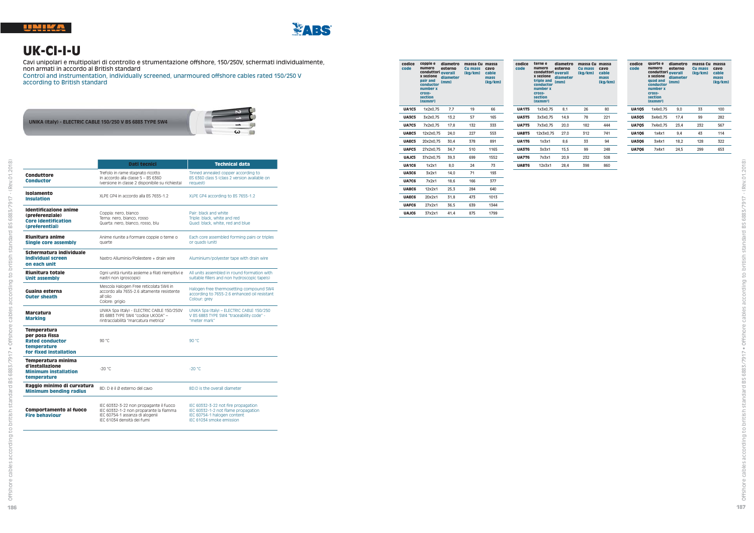# UK-CI-I-U

Cavi unipolari e multipolari di controllo e strumentazione offshore, 150/250V, schermati individualmente, non armati in accordo al British standard

Control and instrumentation, individually screened, unarmoured offshore cables rated 150/250 V according to British standard

UNIKA (Italy) - ELECTRIC CABLE 150/250 V BS 6883 TYPE SW4

| | Dati tecnici | Technical data |
|---|---|---|
| **Conduttore** **Conductor** | Trefolo in rame stagnato ricotto In accordo alla classe 5 – BS 6360 (versione in classe 2 disponibile su richiesta) | Tinned annealed copper according to BS 6360 class 5 (class 2 version available on request) |
| **Isolamento** **Insulation** | XLPE GP4 in accordo alla BS 7655-1.2 | XLPE GP4 according to BS 7655-1.2 |
| **Identificazione anime (preferenziale)** **Core identification (preferential)** | Coppia: nero, bianco Terna: nero, bianco, rosso Quarta: nero, bianco, rosso, blu | Pair: black and white Triple: black, white and red Quad: black, white, red and blue |
| **Riunitura anime** **Single core assembly** | Anime riunite a formare coppie o terne o quarte | Each core assembled forming pairs or triples or quads (unit) |
| **Schermatura individuale** **Individual screen on each unit** | Nastro Alluminio/Poliestere + drain wire | Aluminium/polyester tape with drain wire |
| **Riunitura totale** **Unit assembly** | Ogni unità riunita assieme a filati riempitivi e nastri non igroscopici | All units assembled in round formation with suitable fillers and non hydroscopic tape(s) |
| **Guaina esterna** **Outer sheath** | Mescola Halogen Free reticolata SW4 in accordo alla 7655-2.6 altamente resistente all'olio Colore: grigio | Halogen free thermosetting compound SW4 according to 7655-2.6 enhanced oil resistant Colour: grey |
| **Marcatura** **Marking** | UNIKA Spa (Italy) – ELECTRIC CABLE 150/250V BS 6883 TYPE SW4 "codice UKOOA" – rintracciabilità "marcatura metrica" | UNIKA Spa (Italy) – ELECTRIC CABLE 150/250 V BS 6883 TYPE SW4 "traceability code" - "meter mark" |
| **Temperatura per posa fissa** **Rated conductor temperature for fixed installation** | 90 °C | 90 °C |
| **Temperatura minima d'installazione** **Minimum installation temperature** | -20 °C | -20 °C |
| **Raggio minimo di curvatura** **Minimum bending radius** | 8D: D è il Ø esterno del cavo | 8D:D is the overall diameter |
| **Comportamento al fuoco** **Fire behaviour** | IEC 60332-3-22 non propagante il fuoco IEC 60332-1-2 non proparante la fiamma IEC 60754-1 assanza di alogenii IEC 61034 densità dei fumi | IEC 60332-3-22 not fire propagation IEC 60332-1-2 not flame propagation IEC 60754-1 halogen content IEC 61034 smoke emission |

| codice code | coppie e numero conduttori x sezione pair and conductor number x cross-section [nxmm²] | diametro esterno overall diameter [mm] | massa Cu Cu mass [kg/km] | massa cavo cable mass [kg/km] |
|---|---|---|---|---|
| UA1C5 | 1x2x0,75 | 7,7 | 19 | 66 |
| UA3C5 | 3x2x0,75 | 13,2 | 57 | 165 |
| UA7C5 | 7x2x0,75 | 17,8 | 132 | 333 |
| UABC5 | 12x2x0,75 | 24,0 | 227 | 553 |
| UAEC5 | 20x2x0,75 | 30,4 | 378 | 891 |
| UAFC5 | 27x2x0,75 | 34,7 | 510 | 1165 |
| UAJC5 | 37x2x0,75 | 39,3 | 699 | 1552 |
| UA1C6 | 1x2x1 | 8,0 | 24 | 73 |
| UA3C6 | 3x2x1 | 14,0 | 71 | 193 |
| UA7C6 | 7x2x1 | 18,6 | 166 | 377 |
| UABC6 | 12x2x1 | 25,3 | 284 | 640 |
| UAEC6 | 20x2x1 | 31,8 | 473 | 1013 |
| UAFC6 | 27x2x1 | 36,5 | 639 | 1344 |
| UAJC6 | 37x2x1 | 41,4 | 875 | 1799 |

| codice code | terne e numero conduttori x sezione triple and conductor number x cross-section [nxmm²] | diametro esterno overall diameter [mm] | massa Cu Cu mass [kg/km] | massa cavo cable mass [kg/km] |
|---|---|---|---|---|
| UA1T5 | 1x3x0,75 | 8,1 | 26 | 80 |
| UA3T5 | 3x3x0,75 | 14,9 | 78 | 221 |
| UA7T5 | 7x3x0,75 | 20,0 | 182 | 444 |
| UABT5 | 12x3x0,75 | 27,0 | 312 | 741 |
| UA1T6 | 1x3x1 | 8,6 | 33 | 94 |
| UA3T6 | 3x3x1 | 15,5 | 99 | 248 |
| UA7T6 | 7x3x1 | 20,9 | 232 | 508 |
| UABT6 | 12x3x1 | 28,4 | 398 | 860 |

| codice code | quarte e numero conduttori x sezione quad and conductor number x cross-section [nxmm²] | diametro esterno overall diameter [mm] | massa Cu Cu mass [kg/km] | massa cavo cable mass [kg/km] |
|---|---|---|---|---|
| UA1Q5 | 1x4x0,75 | 9,0 | 33 | 100 |
| UA3Q5 | 3x4x0,75 | 17,4 | 99 | 282 |
| UA7Q5 | 7x4x0,75 | 23,4 | 232 | 567 |
| UA1Q6 | 1x4x1 | 9,4 | 43 | 114 |
| UA3Q6 | 3x4x1 | 18,2 | 128 | 322 |
| UA7Q6 | 7x4x1 | 24,5 | 299 | 653 |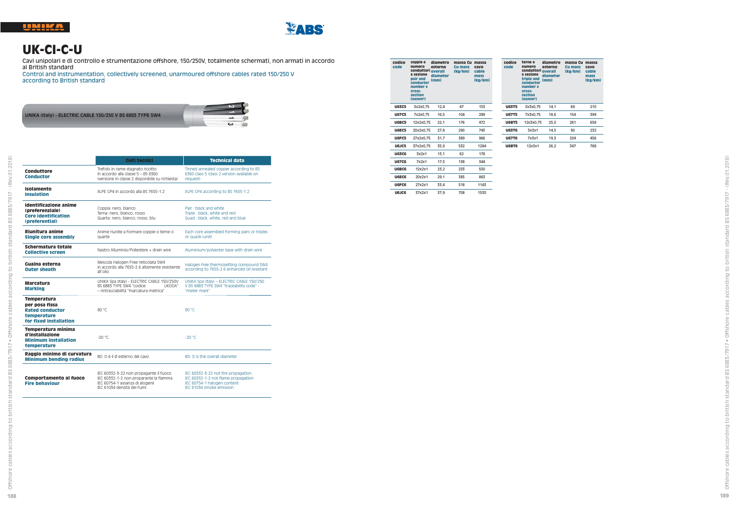# UK-CI-C-U

Cavi unipolari e di controllo e strumentazione offshore, 150/250V, totalmente schermati, non armati in accordo al British standard

Control and instrumentation, collectively screened, unarmoured offshore cables rated 150/250 V according to British standard

UNIKA (Italy) - ELECTRIC CABLE 150/250 V BS 6883 TYPE SW4

| | Dati tecnici | Technical data |
|---|---|---|
| **Conduttore** **Conductor** | Trefolo in rame stagnato ricotto In accordo alla classe 5 – BS 6360 (versione in classe 2 disponibile su richiesta) | Tinned annealed copper according to BS 6360 class 5 (class 2 version available on request) |
| **Isolamento** **Insulation** | XLPE GP4 in accordo alla BS 7655-1.2 | XLPE GP4 according to BS 7655-1.2 |
| **Identificazione anime (preferenziale)** **Core identification (preferential)** | Coppia: nero, bianco Terna: nero, bianco, rosso Quarta: nero, bianco, rosso, blu | Pair : black and white Triple : black, white and red Quad : black, white, red and blue |
| **Riunitura anime** **Single core assembly** | Anime riunite a formare coppie o terne o quarte | Each core assembled forming pairs or triples or quads (unit) |
| **Schermatura totale** **Collective screen** | Nastro Alluminio/Poliestere + drain wire | Aluminium/polyester tape with drain wire |
| **Guaina esterna** **Outer sheath** | Mescola Halogen Free reticolata SW4 in accordo alla 7655-2.6 altamente resistente all'olio | Halogen Free thermosetting compound SW4 according to 7655-2.6 enhanced oil resistant |
| **Marcatura** **Marking** | UNIKA Spa (Italy) - ELECTRIC CABLE 150/250V BS 6883 TYPE SW4 "codice UKOOA" – rintracciabilità "marcatura metrica" | UNIKA Spa (Italy) – ELECTRIC CABLE 150/250 V BS 6883 TYPE SW4 "traceability code" - "meter mark" |
| **Temperatura per posa fissa** **Rated conductor temperature for fixed installation** | 90 °C | 90 °C |
| **Temperatura minima d'installazione** **Minimum installation temperature** | -20 °C | -20 °C |
| **Raggio minimo di curvatura** **Minimum bending radius** | 8D: D è il Ø esterno del cavo | 8D: D is the overall diameter |
| **Comportamento al fuoco** **Fire behaviour** | IEC 60332-3-22 non propagante il fuoco IEC 60332-1-2 non propagante la fiamma IEC 60754-1 assenza di alogenii IEC 61034 densità dei fumi | IEC 60332-3-22 not fire propagation IEC 60332-1-2 not flame propagation IEC 60754-1 halogen content IEC 61034 smoke emission |

| codice code | coppie e numero conduttori x sezione pair and conductor number x cross-section [nxmm²] | diametro esterno overall diameter [mm] | massa Cu Cu mass [kg/km] | massa cavo cable mass [kg/km] |
|---|---|---|---|---|
| U63C5 | 3x2x0,75 | 12,4 | 47 | 153 |
| U67C5 | 7x2x0,75 | 16,5 | 104 | 289 |
| U6BC5 | 12x2x0,75 | 22,1 | 176 | 472 |
| U6EC5 | 20x2x0,75 | 27,8 | 290 | 743 |
| U6FC5 | 27x2x0,75 | 31,7 | 389 | 966 |
| U6JC5 | 37x2x0,75 | 35,9 | 532 | 1284 |
| U63C6 | 3x2x1 | 13,1 | 62 | 178 |
| U67C6 | 7x2x1 | 17,5 | 138 | 344 |
| U6BC6 | 12x2x1 | 23,2 | 233 | 550 |
| U6EC6 | 20x2x1 | 29,1 | 385 | 863 |
| U6FC6 | 27x2x1 | 33,4 | 518 | 1143 |
| U6JC6 | 37x2x1 | 37,9 | 708 | 1530 |

| codice code | terne e numero conduttori x sezione triple and conductor number x cross-section [nxmm²] | diametro esterno overall diameter [mm] | massa Cu Cu mass [kg/km] | massa cavo cable mass [kg/km] |
|---|---|---|---|---|
| U63T5 | 3x3x0,75 | 14,1 | 69 | 210 |
| U67T5 | 7x3x0,75 | 18,6 | 154 | 399 |
| U6BT5 | 12x3x0,75 | 25,0 | 261 | 658 |
| U63T6 | 3x3x1 | 14,5 | 90 | 232 |
| U67T6 | 7x3x1 | 19,3 | 204 | 456 |
| U6BT6 | 12x3x1 | 26,2 | 347 | 768 |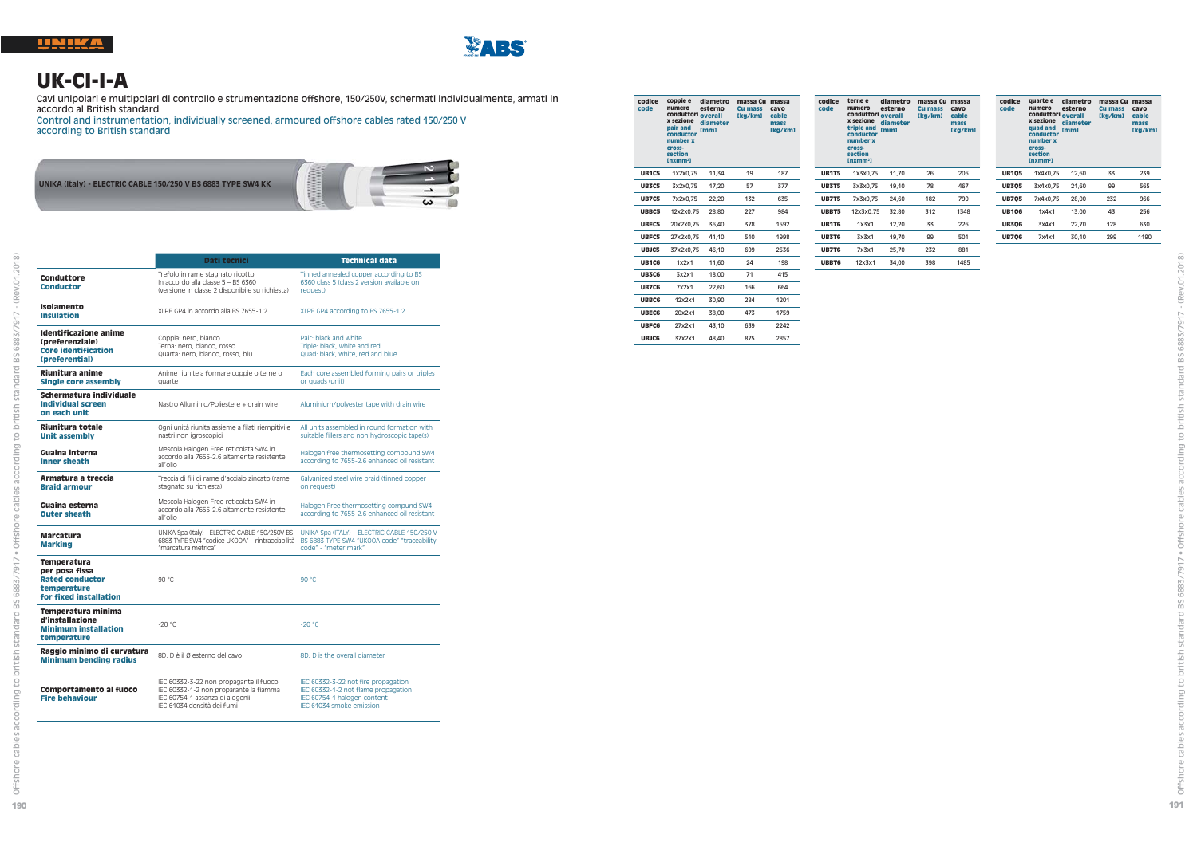# UK-CI-I-A

Cavi unipolari e multipolari di controllo e strumentazione offshore, 150/250V, schermati individualmente, armati in accordo al British standard

Control and instrumentation, individually screened, armoured offshore cables rated 150/250 V according to British standard

UNIKA (Italy) - ELECTRIC CABLE 150/250 V BS 6883 TYPE SW4 KK

| | Dati tecnici | Technical data |
|---|---|---|
| **Conduttore** **Conductor** | Trefolo in rame stagnato ricotto In accordo alla classe 5 – BS 6360 (versione in classe 2 disponibile su richiesta) | Tinned annealed copper according to BS 6360 class 5 (class 2 version available on request) |
| **Isolamento** **Insulation** | XLPE GP4 in accordo alla BS 7655-1.2 | XLPE GP4 according to BS 7655-1.2 |
| **Identificazione anime (preferenziale)** **Core identification (preferential)** | Coppia: nero, bianco Terna: nero, bianco, rosso Quarta: nero, bianco, rosso, blu | Pair: black and white Triple: black, white and red Quad: black, white, red and blue |
| **Riunitura anime** **Single core assembly** | Anime riunite a formare coppie o terne o quarte | Each core assembled forming pairs or triples or quads (unit) |
| **Schermatura individuale** **Individual screen on each unit** | Nastro Alluminio/Poliestere + drain wire | Aluminium/polyester tape with drain wire |
| **Riunitura totale** **Unit assembly** | Ogni unità riunita assieme a filati riempitivi e nastri non igroscopici | All units assembled in round formation with suitable fillers and non hydroscopic tape(s) |
| **Guaina interna** **Inner sheath** | Mescola Halogen Free reticolata SW4 in accordo alla 7655-2.6 altamente resistente all'olio | Halogen Free thermosetting compound SW4 according to 7655-2.6 enhanced oil resistant |
| **Armatura a treccia** **Braid armour** | Treccia di fili di rame d'acciaio zincato (rame stagnato su richiesta) | Galvanized steel wire braid (tinned copper on request) |
| **Guaina esterna** **Outer sheath** | Mescola Halogen Free reticolata SW4 in accordo alla 7655-2.6 altamente resistente all'olio | Halogen Free thermosetting compound SW4 according to 7655-2.6 enhanced oil resistant |
| **Marcatura** **Marking** | UNIKA Spa (Italy) - ELECTRIC CABLE 150/250V BS 6883 TYPE SW4 "codice UKOOA" – rintracciabilità "marcatura metrica" | UNIKA Spa (ITALY) – ELECTRIC CABLE 150/250 V BS 6883 TYPE SW4 "UKOOA code" "traceability code" - "meter mark" |
| **Temperatura per posa fissa** **Rated conductor temperature for fixed installation** | 90 °C | 90 °C |
| **Temperatura minima d'installazione** **Minimum installation temperature** | -20 °C | -20 °C |
| **Raggio minimo di curvatura** **Minimum bending radius** | 8D: D è il Ø esterno del cavo | 8D: D is the overall diameter |
| **Comportamento al fuoco** **Fire behaviour** | IEC 60332-3-22 non propagante il fuoco IEC 60332-1-2 non propagante la fiamma IEC 60754-1 assenza di alogenii IEC 61034 densità dei fumi | IEC 60332-3-22 not fire propagation IEC 60332-1-2 not flame propagation IEC 60754-1 halogen content IEC 61034 smoke emission |

| codice code | coppie e numero conduttori x sezione pair and conductor number x cross-section [nxmm²] | diametro esterno overall diameter [mm] | massa Cu Cu mass [kg/km] | massa cavo cable mass [kg/km] |
|---|---|---|---|---|
| UB1C5 | 1x2x0,75 | 11,34 | 19 | 187 |
| UB3C5 | 3x2x0,75 | 17,20 | 57 | 377 |
| UB7C5 | 7x2x0,75 | 22,20 | 132 | 635 |
| UBBC5 | 12x2x0,75 | 28,80 | 227 | 984 |
| UBEC5 | 20x2x0,75 | 36,40 | 378 | 1592 |
| UBFC5 | 27x2x0,75 | 41,10 | 510 | 1998 |
| UBJC5 | 37x2x0,75 | 46,10 | 699 | 2536 |
| UB1C6 | 1x2x1 | 11,60 | 24 | 198 |
| UB3C6 | 3x2x1 | 18,00 | 71 | 415 |
| UB7C6 | 7x2x1 | 22,60 | 166 | 664 |
| UBBC6 | 12x2x1 | 30,90 | 284 | 1201 |
| UBEC6 | 20x2x1 | 38,00 | 473 | 1759 |
| UBFC6 | 27x2x1 | 43,10 | 639 | 2242 |
| UBJC6 | 37x2x1 | 48,40 | 875 | 2857 |

| codice code | terne e numero conduttori x sezione triple and conductor number x cross-section [nxmm²] | diametro esterno overall diameter [mm] | massa Cu Cu mass [kg/km] | massa cavo cable mass [kg/km] |
|---|---|---|---|---|
| UB1T5 | 1x3x0,75 | 11,70 | 26 | 206 |
| UB3T5 | 3x3x0,75 | 19,10 | 78 | 467 |
| UB7T5 | 7x3x0,75 | 24,60 | 182 | 790 |
| UBBT5 | 12x3x0,75 | 32,80 | 312 | 1348 |
| UB1T6 | 1x3x1 | 12,20 | 33 | 226 |
| UB3T6 | 3x3x1 | 19,70 | 99 | 501 |
| UB7T6 | 7x3x1 | 25,70 | 232 | 881 |
| UBBT6 | 12x3x1 | 34,00 | 398 | 1485 |

| codice code | quarte e numero conduttori x sezione quad and conductor number x cross-section [nxmm²] | diametro esterno overall diameter [mm] | massa Cu Cu mass [kg/km] | massa cavo cable mass [kg/km] |
|---|---|---|---|---|
| UB1Q5 | 1x4x0,75 | 12,60 | 33 | 239 |
| UB3Q5 | 3x4x0,75 | 21,60 | 99 | 565 |
| UB7Q5 | 7x4x0,75 | 28,00 | 232 | 966 |
| UB1Q6 | 1x4x1 | 13,00 | 43 | 256 |
| UB3Q6 | 3x4x1 | 22,70 | 128 | 630 |
| UB7Q6 | 7x4x1 | 30,10 | 299 | 1190 |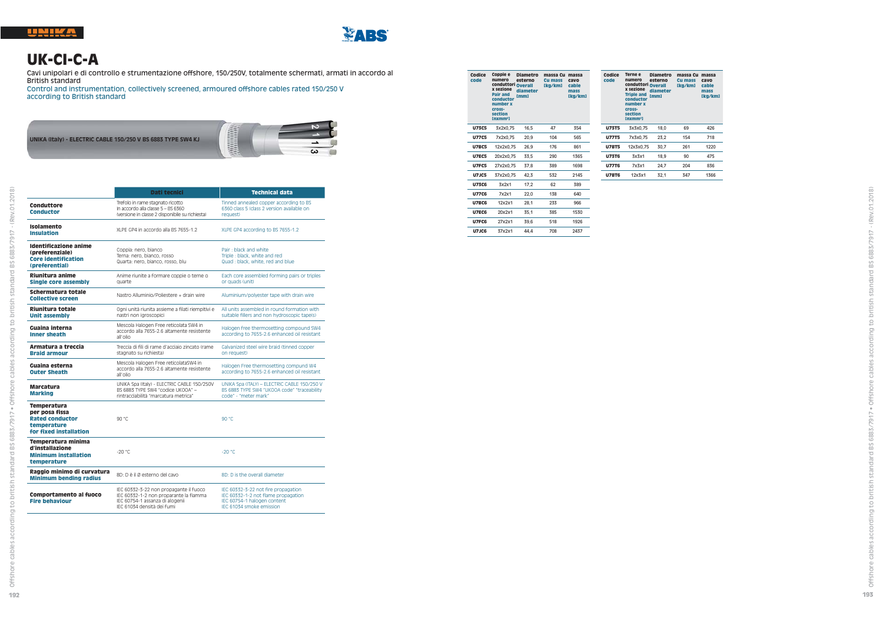# UK-CI-C-A

Cavi unipolari e di controllo e strumentazione offshore, 150/250V, totalmente schermati, armati in accordo al British standard

Control and instrumentation, collectively screened, armoured offshore cables rated 150/250 V according to British standard

UNIKA (Italy) - ELECTRIC CABLE 150/250 V BS 6883 TYPE SW4 KJ

| | Dati tecnici | Technical data |
|---|---|---|
| **Conduttore** **Conductor** | Trefolo in rame stagnato ricotto In accordo alla classe 5 – BS 6360 (versione in classe 2 disponibile su richiesta) | Tinned annealed copper according to BS 6360 class 5 (class 2 version available on request) |
| **Isolamento** **Insulation** | XLPE GP4 in accordo alla BS 7655-1.2 | XLPE GP4 according to BS 7655-1.2 |
| **Identificazione anime (preferenziale)** **Core identification (preferential)** | Coppia: nero, bianco Terna: nero, bianco, rosso Quarta: nero, bianco, rosso, blu | Pair : black and white Triple : black, white and red Quad : black, white, red and blue |
| **Riunitura anime** **Single core assembly** | Anime riunite a formare coppie o terne o quarte | Each core assembled forming pairs or triples or quads (unit) |
| **Schermatura totale** **Collective screen** | Nastro Alluminio/Poliestere + drain wire | Aluminium/polyester tape with drain wire |
| **Riunitura totale** **Unit assembly** | Ogni unità riunita assieme a filati riempitivi e nastri non igroscopici | All units assembled in round formation with suitable fillers and non hydroscopic tape(s) |
| **Guaina interna** **Inner sheath** | Mescola Halogen Free reticolata SW4 in accordo alla 7655-2.6 altamente resistente all'olio | Halogen Free thermosetting compound SW4 according to 7655-2.6 enhanced oil resistant |
| **Armatura a treccia** **Braid armour** | Treccia di fili di rame d'acciaio zincato (rame stagnato su richiesta) | Galvanized steel wire braid (tinned copper on request) |
| **Guaina esterna** **Outer Sheath** | Mescola Halogen Free reticolataSW4 in accordo alla 7655-2.6 altamente resistente all'olio | Halogen Free thermosetting compound W4 according to 7655-2.6 enhanced oil resistant |
| **Marcatura** **Marking** | UNIKA Spa (Italy) - ELECTRIC CABLE 150/250V BS 6883 TYPE SW4 "codice UKOOA" – rintracciabilità "marcatura metrica" | UNIKA Spa (ITALY) – ELECTRIC CABLE 150/250 V BS 6883 TYPE SW4 "UKOOA code" "traceability code" - "meter mark" |
| **Temperatura per posa fissa** **Rated conductor temperature for fixed installation** | 90 °C | 90 °C |
| **Temperatura minima d'installazione** **Minimum installation temperature** | -20 °C | -20 °C |
| **Raggio minimo di curvatura** **Minimum bending radius** | 8D: D è il Ø esterno del cavo | 8D: D is the overall diameter |
| **Comportamento al fuoco** **Fire behaviour** | IEC 60332-3-22 non propagante il fuoco IEC 60332-1-2 non proparante la fiamma IEC 60754-1 assanza di alogenii IEC 61034 densità dei fumi | IEC 60332-3-22 not fire propagation IEC 60332-1-2 not flame propagation IEC 60754-1 halogen content IEC 61034 smoke emission |

| Codice code | Coppie e numero conduttori x sezione Pair and conductor number x cross-section [nxmm²] | Diametro esterno Overall diameter [mm] | massa Cu Cu mass [kg/km] | massa cavo cable mass [kg/km] |
|---|---|---|---|---|
| U73C5 | 3x2x0,75 | 16,5 | 47 | 354 |
| U77C5 | 7x2x0,75 | 20,9 | 104 | 565 |
| U7BC5 | 12x2x0,75 | 26,9 | 176 | 861 |
| U7EC5 | 20x2x0,75 | 33,5 | 290 | 1365 |
| U7FC5 | 27x2x0,75 | 37,8 | 389 | 1698 |
| U7JC5 | 37x2x0,75 | 42,3 | 532 | 2145 |
| U73C6 | 3x2x1 | 17,2 | 62 | 389 |
| U77C6 | 7x2x1 | 22,0 | 138 | 640 |
| U7BC6 | 12x2x1 | 28,1 | 233 | 966 |
| U7EC6 | 20x2x1 | 35,1 | 385 | 1530 |
| U7FC6 | 27x2x1 | 39,6 | 518 | 1926 |
| U7JC6 | 37x2x1 | 44,4 | 708 | 2437 |

| Codice code | Terne e numero conduttori x sezione Triple and conductor number x cross-section [nxmm²] | Diametro esterno Overall diameter [mm] | massa Cu Cu mass [kg/km] | massa cavo cable mass [kg/km] |
|---|---|---|---|---|
| U73T5 | 3x3x0,75 | 18,0 | 69 | 426 |
| U77T5 | 7x3x0,75 | 23,2 | 154 | 718 |
| U7BT5 | 12x3x0,75 | 30,7 | 261 | 1220 |
| U73T6 | 3x3x1 | 18,9 | 90 | 475 |
| U77T6 | 7x3x1 | 24,7 | 204 | 836 |
| U7BT6 | 12x3x1 | 32,1 | 347 | 1366 |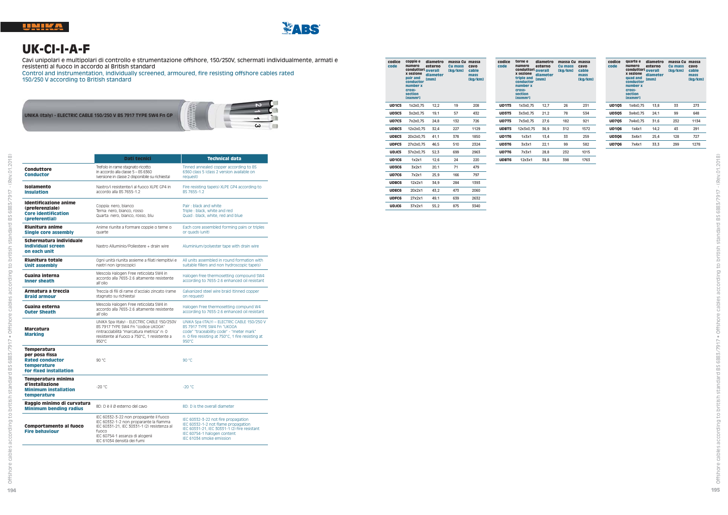# UK-CI-I-A-F

Cavi unipolari e multipolari di controllo e strumentazione offshore, 150/250V, schermati individualmente, armati e resistenti al fuoco in accordo al British standard

Control and instrumentation, individually screened, armoured, fire resisting offshore cables rated 150/250 V according to British standard

UNIKA (Italy) - ELECTRIC CABLE 150/250 V BS 7917 TYPE SW4 Fn GP

| | Dati tecnici | Technical data |
|---|---|---|
| **Conduttore** **Conductor** | Trefolo in rame stagnato ricotto In accordo alla classe 5 – BS 6360 (versione in classe 2 disponibile su richiesta) | Tinned annealed copper according to BS 6360 class 5 (class 2 version available on request) |
| **Isolamento** **Insulation** | Nastro/i resistente/i al fuoco XLPE GP4 in accordo alla BS 7655-1.2 | Fire resisting tape(s) XLPE GP4 according to BS 7655-1.2 |
| **Identificazione anime (preferenziale)** **Core identification (preferential)** | Coppia: nero, bianco Terna: nero, bianco, rosso Quarta: nero, bianco, rosso, blu | Pair : black and white Triple : black, white and red Quad : black, white, red and blue |
| **Riunitura anime** **Single core assembly** | Anime riunite a formare coppie o terne o quarte | Each core assembled forming pairs or triples or quads (unit) |
| **Schermatura individuale** **Individual screen on each unit** | Nastro Alluminio/Poliestere + drain wire | Aluminium/polyester tape with drain wire |
| **Riunitura totale** **Unit assembly** | Ogni unità riunita assieme a filati riempitivi e nastri non igroscopici | All units assembled in round formation with suitable fillers and non hydroscopic tape(s) |
| **Guaina interna** **Inner sheath** | Mescola Halogen Free reticolata SW4 in accordo alla 7655-2.6 altamente resistente all'olio | Halogen Free thermosetting compound SW4 according to 7655-2.6 enhanced oil resistant |
| **Armatura a treccia** **Braid armour** | Treccia di fili di rame d'acciaio zincato (rame stagnato su richiesta) | Galvanized steel wire braid (tinned copper on request) |
| **Guaina esterna** **Outer Sheath** | Mescola Halogen Free reticolata SW4 in accordo alla 7655-2.6 altamente resistente all'olio | Halogen Free thermosetting compound W4 according to 7655-2.6 enhanced oil resistant |
| **Marcatura** **Marking** | UNIKA Spa (Italy) – ELECTRIC CABLE 150/250V BS 7917 TYPE SW4 Fn "codice UKOOA" rintracciabilità "marcatura metrica" n: 0 resistente al fuoco a 750°C, 1 resistente a 950°C | UNIKA Spa (ITALY) – ELECTRIC CABLE 150/250 V BS 7917 TYPE SW4 Fn "UKOOA code" "traceability code" - "meter mark" n: 0 fire resisting at 750°C, 1 fire resisting at 950°C |
| **Temperatura per posa fissa** **Rated conductor temperature for fixed installation** | 90 °C | 90 °C |
| **Temperatura minima d'installazione** **Minimum installation temperature** | -20 °C | -20 °C |
| **Raggio minimo di curvatura** **Minimum bending radius** | 8D: D è il Ø esterno del cavo | 8D: D is the overall diameter |
| **Comportamento al fuoco** **Fire behaviour** | IEC 60332-3-22 non propagante il fuoco IEC 60332-1-2 non propagante la fiamma IEC 60331-21, IEC 30331-1 (2) resistenza al fuoco IEC 60754-1 assenza di alogenii IEC 61034 densità dei fumi | IEC 60332-3-22 not fire propagation IEC 60332-1-2 not flame propagation IEC 60331-21, IEC 30331-1 (2) fire resistant IEC 60754-1 halogen content IEC 61034 smoke emission |

| codice code | coppie e numero conduttori x sezione pair and conductor number x cross-section [nxmm²] | diametro esterno overall diameter [mm] | massa Cu Cu mass [kg/km] | massa cavo cable mass [kg/km] |
|---|---|---|---|---|
| UD1C5 | 1x2x0,75 | 12,2 | 19 | 208 |
| UD3C5 | 3x2x0,75 | 19,1 | 57 | 432 |
| UD7C5 | 7x2x0,75 | 24,8 | 132 | 726 |
| UDBC5 | 12x2x0,75 | 32,4 | 227 | 1129 |
| UDEC5 | 20x2x0,75 | 41,1 | 378 | 1850 |
| UDFC5 | 27x2x0,75 | 46,5 | 510 | 2324 |
| UDJC5 | 37x2x0,75 | 52,3 | 699 | 2963 |
| UD1C6 | 1x2x1 | 12,6 | 24 | 220 |
| UD3C6 | 3x2x1 | 20,1 | 71 | 479 |
| UD7C6 | 7x2x1 | 25,9 | 166 | 797 |
| UDBC6 | 12x2x1 | 34,9 | 284 | 1393 |
| UDEC6 | 20x2x1 | 43,2 | 473 | 2060 |
| UDFC6 | 27x2x1 | 49,1 | 639 | 2632 |
| UDJC6 | 37x2x1 | 55,2 | 875 | 3340 |

| codice code | terne e numero conduttori x sezione triple and conductor number x cross-section [nxmm²] | diametro esterno overall diameter [mm] | massa Cu Cu mass [kg/km] | massa cavo cable mass [kg/km] |
|---|---|---|---|---|
| UD1T5 | 1x3x0,75 | 12,7 | 26 | 231 |
| UD3T5 | 3x3x0,75 | 21,2 | 78 | 534 |
| UD7T5 | 7x3x0,75 | 27,6 | 182 | 921 |
| UDBT5 | 12x3x0,75 | 36,9 | 312 | 1572 |
| UD1T6 | 1x3x1 | 13,4 | 33 | 259 |
| UD3T6 | 3x3x1 | 22,1 | 99 | 582 |
| UD7T6 | 7x3x1 | 28,8 | 232 | 1015 |
| UDBT6 | 12x3x1 | 38,8 | 398 | 1763 |

| codice code | quarte e numero conduttori x sezione quad and conductor number x cross-section [nxmm²] | diametro esterno overall diameter [mm] | massa Cu Cu mass [kg/km] | massa cavo cable mass [kg/km] |
|---|---|---|---|---|
| UD1Q5 | 1x4x0,75 | 13,8 | 33 | 273 |
| UD3Q5 | 3x4x0,75 | 24,1 | 99 | 648 |
| UD7Q5 | 7x4x0,75 | 31,6 | 232 | 1134 |
| UD1Q6 | 1x4x1 | 14,2 | 43 | 291 |
| UD3Q6 | 3x4x1 | 25,4 | 128 | 727 |
| UD7Q6 | 7x4x1 | 33,3 | 299 | 1278 |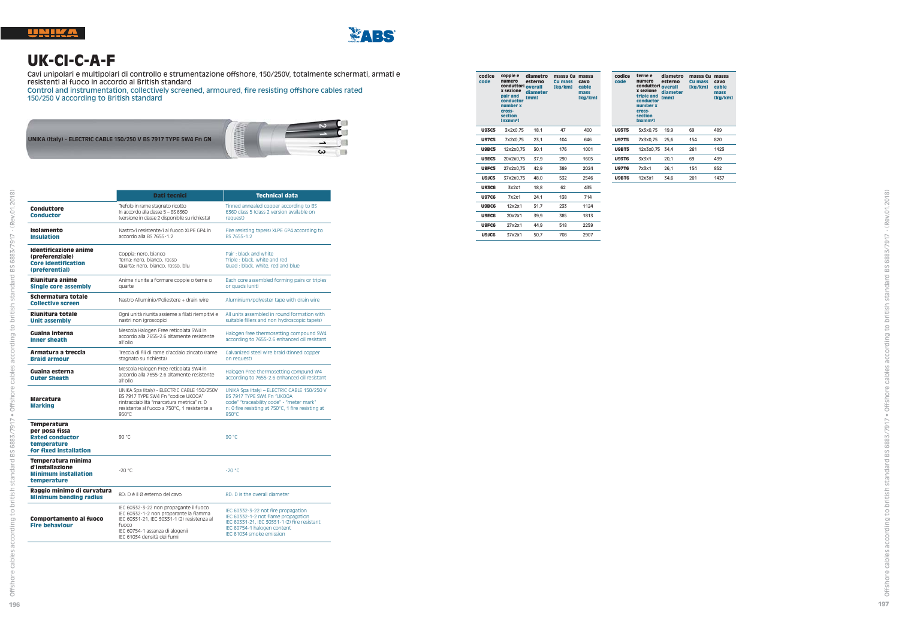# UK-CI-C-A-F

Cavi unipolari e multipolari di controllo e strumentazione offshore, 150/250V, totalmente schermati, armati e resistenti al fuoco in accordo al British standard

Control and instrumentation, collectively screened, armoured, fire resisting offshore cables rated 150/250 V according to British standard

UNIKA (Italy) - ELECTRIC CABLE 150/250 V BS 7917 TYPE SW4 Fn GN

| | Dati tecnici | Technical data |
|---|---|---|
| **Conduttore** **Conductor** | Trefolo in rame stagnato ricotto In accordo alla classe 5 – BS 6360 (versione in classe 2 disponibile su richiesta) | Tinned annealed copper according to BS 6360 class 5 (class 2 version available on request) |
| **Isolamento** **Insulation** | Nastro/i resistente/i al fuoco XLPE GP4 in accordo alla BS 7655-1.2 | Fire resisting tape(s) XLPE GP4 according to BS 7655-1.2 |
| **Identificazione anime (preferenziale)** **Core identification (preferential)** | Coppia: nero, bianco Terna: nero, bianco, rosso Quarta: nero, bianco, rosso, blu | Pair : black and white Triple : black, white and red Quad : black, white, red and blue |
| **Riunitura anime** **Single core assembly** | Anime riunite a formare coppie o terne o quarte | Each core assembled forming pairs or triples or quads (unit) |
| **Schermatura totale** **Collective screen** | Nastro Alluminio/Poliestere + drain wire | Aluminium/polyester tape with drain wire |
| **Riunitura totale** **Unit assembly** | Ogni unità riunita assieme a filati riempitivi e nastri non igroscopici | All units assembled in round formation with suitable fillers and non hydroscopic tape(s) |
| **Guaina interna** **Inner sheath** | Mescola Halogen Free reticolata SW4 in accordo alla 7655-2.6 altamente resistente all'olio | Halogen Free thermosetting compound SW4 according to 7655-2.6 enhanced oil resistant |
| **Armatura a treccia** **Braid armour** | Treccia di fili di rame d'acciaio zincato (rame stagnato su richiesta) | Galvanized steel wire braid (tinned copper on request) |
| **Guaina esterna** **Outer Sheath** | Mescola Halogen Free reticolata SW4 in accordo alla 7655-2.6 altamente resistente all'olio | Halogen Free thermosetting compound W4 according to 7655-2.6 enhanced oil resistant |
| **Marcatura** **Marking** | UNIKA Spa (Italy) - ELECTRIC CABLE 150/250V BS 7917 TYPE SW4 Fn "codice UKOOA" rintracciabilità "marcatura metrica" n: 0 resistente al fuoco a 750°C, 1 resistente a 950°C | UNIKA Spa (Italy) – ELECTRIC CABLE 150/250 V BS 7917 TYPE SW4 Fn "UKOOA code" "traceability code" - "meter mark" n: 0 fire resisting at 750°C, 1 fire resisting at 950°C |
| **Temperatura per posa fissa** **Rated conductor temperature for fixed installation** | 90 °C | 90 °C |
| **Temperatura minima d'installazione** **Minimum installation temperature** | -20 °C | -20 °C |
| **Raggio minimo di curvatura** **Minimum bending radius** | 8D: D è il Ø esterno del cavo | 8D: D is the overall diameter |
| **Comportamento al fuoco** **Fire behaviour** | IEC 60332-3-22 non propagante il fuoco IEC 60332-1-2 non propagante la fiamma IEC 60331-21, IEC 30331-1 (2) resistenza al fuoco IEC 60754-1 assanza di alogenii IEC 61034 densità dei fumi | IEC 60332-3-22 not fire propagation IEC 60332-1-2 not flame propagation IEC 60331-21, IEC 30331-1 (2) fire resistant IEC 60754-1 halogen content IEC 61034 smoke emission |

| codice code | coppie e numero conduttori x sezione pair and conductor number x cross-section [nxmm²] | diametro esterno overall diameter [mm] | massa Cu Cu mass [kg/km] | massa cavo cable mass [kg/km] |
|---|---|---|---|---|
| **U93C5** | 3x2x0,75 | 18,1 | 47 | 400 |
| **U97C5** | 7x2x0,75 | 23,1 | 104 | 646 |
| **U9BC5** | 12x2x0,75 | 30,1 | 176 | 1001 |
| **U9EC5** | 20x2x0,75 | 37,9 | 290 | 1605 |
| **U9FC5** | 27x2x0,75 | 42,9 | 389 | 2024 |
| **U9JC5** | 37x2x0,75 | 48,0 | 532 | 2546 |
| **U93C6** | 3x2x1 | 18,8 | 62 | 435 |
| **U97C6** | 7x2x1 | 24,1 | 138 | 714 |
| **U9BC6** | 12x2x1 | 31,7 | 233 | 1124 |
| **U9EC6** | 20x2x1 | 39,9 | 385 | 1813 |
| **U9FC6** | 27x2x1 | 44,9 | 518 | 2259 |
| **U9JC6** | 37x2x1 | 50,7 | 708 | 2907 |

| codice code | terne e numero conduttori x sezione triple and conductor number x cross-section [nxmm²] | diametro esterno overall diameter [mm] | massa Cu Cu mass [kg/km] | massa cavo cable mass [kg/km] |
|---|---|---|---|---|
| **U93T5** | 3x3x0,75 | 19,9 | 69 | 489 |
| **U97T5** | 7x3x0,75 | 25,6 | 154 | 820 |
| **U9BT5** | 12x3x0,75 | 34,4 | 261 | 1423 |
| **U93T6** | 3x3x1 | 20,1 | 69 | 499 |
| **U97T6** | 7x3x1 | 26,1 | 154 | 852 |
| **U9BT6** | 12x3x1 | 34,6 | 261 | 1437 |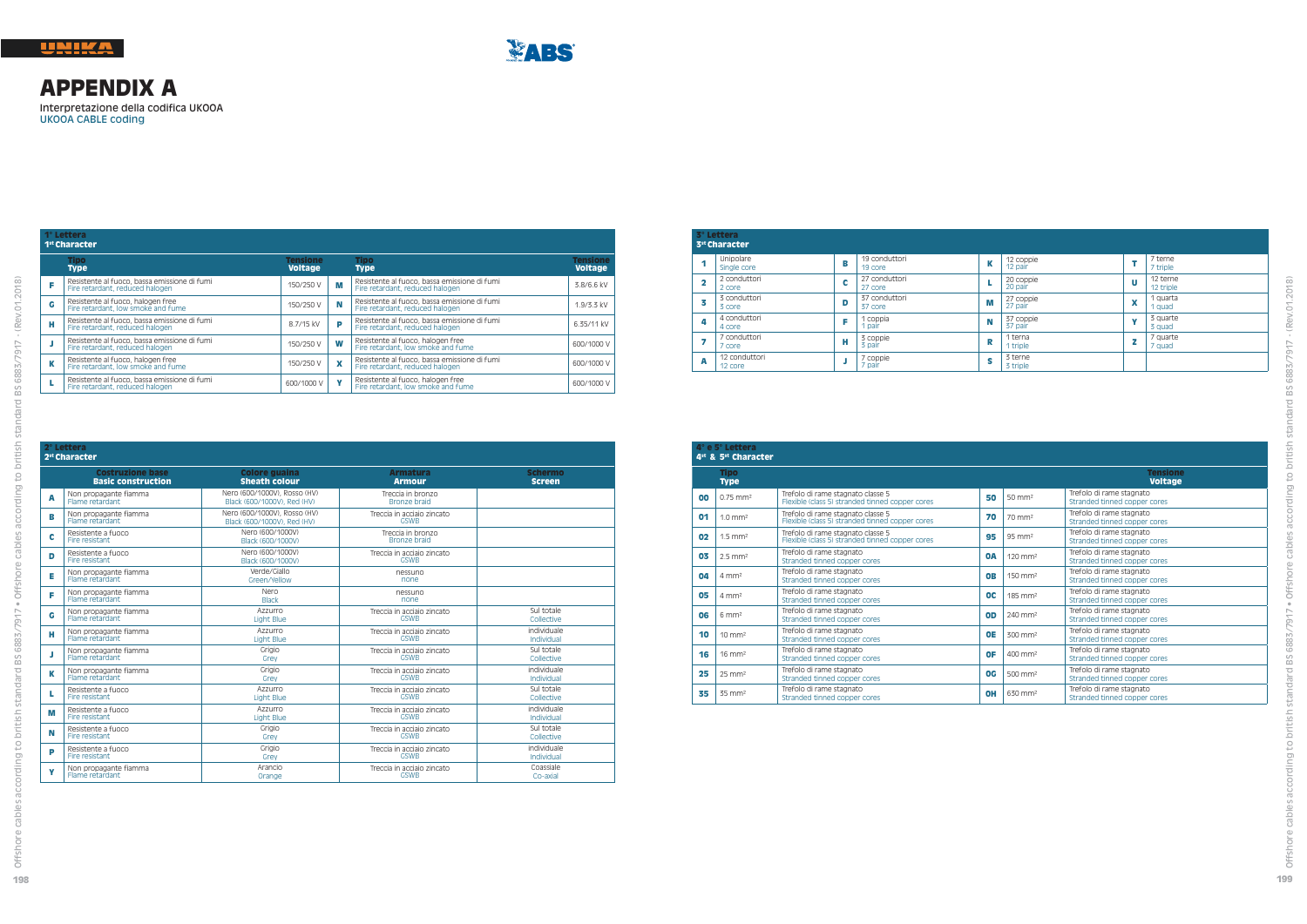# APPENDIX A

Interpretazione della codifica UKOOA
UKOOA CABLE coding

## 1° Lettera / 1st Character

| | Tipo / Type | Tensione / Voltage | | Tipo / Type | Tensione / Voltage |
|---|---|---|---|---|---|
| **F** | Resistente al fuoco, bassa emissione di fumi / Fire retardant, reduced halogen | 150/250 V | **M** | Resistente al fuoco, bassa emissione di fumi / Fire retardant, reduced halogen | 3.8/6.6 kV |
| **G** | Resistente al fuoco, halogen free / Fire retardant, low smoke and fume | 150/250 V | **N** | Resistente al fuoco, bassa emissione di fumi / Fire retardant, reduced halogen | 1.9/3.3 kV |
| **H** | Resistente al fuoco, bassa emissione di fumi / Fire retardant, reduced halogen | 8.7/15 kV | **P** | Resistente al fuoco, bassa emissione di fumi / Fire retardant, reduced halogen | 6.35/11 kV |
| **J** | Resistente al fuoco, bassa emissione di fumi / Fire retardant, reduced halogen | 150/250 V | **W** | Resistente al fuoco, halogen free / Fire retardant, low smoke and fume | 600/1000 V |
| **K** | Resistente al fuoco, halogen free / Fire retardant, low smoke and fume | 150/250 V | **X** | Resistente al fuoco, bassa emissione di fumi / Fire retardant, reduced halogen | 600/1000 V |
| **L** | Resistente al fuoco, bassa emissione di fumi / Fire retardant, reduced halogen | 600/1000 V | **Y** | Resistente al fuoco, halogen free / Fire retardant, low smoke and fume | 600/1000 V |

## 2° Lettera / 2st Character

| | Costruzione base / Basic construction | Colore guaina / Sheath colour | Armatura / Armour | Schermo / Screen |
|---|---|---|---|---|
| **A** | Non propagante fiamma / Flame retardant | Nero (600/1000V), Rosso (HV) / Black (600/1000V), Red (HV) | Treccia in bronzo / Bronze braid | |
| **B** | Non propagante fiamma / Flame retardant | Nero (600/1000V), Rosso (HV) / Black (600/1000V), Red (HV) | Treccia in acciaio zincato / CSWB | |
| **C** | Resistente a fuoco / Fire resistant | Nero (600/1000V) / Black (600/1000V) | Treccia in bronzo / Bronze braid | |
| **D** | Resistente a fuoco / Fire resistant | Nero (600/1000V) / Black (600/1000V) | Treccia in acciaio zincato / CSWB | |
| **E** | Non propagante fiamma / Flame retardant | Verde/Giallo / Green/Yellow | nessuno / none | |
| **F** | Non propagante fiamma / Flame retardant | Nero / Black | nessuno / none | |
| **G** | Non propagante fiamma / Flame retardant | Azzurro / Light Blue | Treccia in acciaio zincato / CSWB | Sul totale / Collective |
| **H** | Non propagante fiamma / Flame retardant | Azzurro / Light Blue | Treccia in acciaio zincato / CSWB | individuale / Individual |
| **J** | Non propagante fiamma / Flame retardant | Grigio / Grey | Treccia in acciaio zincato / CSWB | Sul totale / Collective |
| **K** | Non propagante fiamma / Flame retardant | Grigio / Grey | Treccia in acciaio zincato / CSWB | individuale / Individual |
| **L** | Resistente a fuoco / Fire resistant | Azzurro / Light Blue | Treccia in acciaio zincato / CSWB | Sul totale / Collective |
| **M** | Resistente a fuoco / Fire resistant | Azzurro / Light Blue | Treccia in acciaio zincato / CSWB | individuale / Individual |
| **N** | Resistente a fuoco / Fire resistant | Grigio / Grey | Treccia in acciaio zincato / CSWB | Sul totale / Collective |
| **P** | Resistente a fuoco / Fire resistant | Grigio / Grey | Treccia in acciaio zincato / CSWB | individuale / Individual |
| **Y** | Non propagante fiamma / Flame retardant | Arancio / Orange | Treccia in acciaio zincato / CSWB | Coassiale / Co-axial |

## 3° Lettera / 3st Character

| | | | | | | | |
|---|---|---|---|---|---|---|---|
| **1** | Unipolare / Single core | **B** | 19 conduttori / 19 core | **K** | 12 coppie / 12 pair | **T** | 7 terne / 7 triple |
| **2** | 2 conduttori / 2 core | **C** | 27 conduttori / 27 core | **L** | 20 coppie / 20 pair | **U** | 12 terne / 12 triple |
| **3** | 3 conduttori / 3 core | **D** | 37 conduttori / 37 core | **M** | 27 coppie / 27 pair | **X** | 1 quarta / 1 quad |
| **4** | 4 conduttori / 4 core | **F** | 1 coppia / 1 pair | **N** | 37 coppie / 37 pair | **Y** | 3 quarte / 3 quad |
| **7** | 7 conduttori / 7 core | **H** | 3 coppie / 3 pair | **R** | 1 terna / 1 triple | **Z** | 7 quarte / 7 quad |
| **A** | 12 conduttori / 12 core | **J** | 7 coppie / 7 pair | **S** | 3 terne / 3 triple | | |

## 4° e 5° Lettera / 4st & 5st Character

| | Tipo / Type | | | Tensione / Voltage | |
|---|---|---|---|---|---|
| **00** | 0.75 mm² | Trefolo di rame stagnato classe 5 / Flexible (class 5) stranded tinned copper cores | **50** | 50 mm² | Trefolo di rame stagnato / Stranded tinned copper cores |
| **01** | 1.0 mm² | Trefolo di rame stagnato classe 5 / Flexible (class 5) stranded tinned copper cores | **70** | 70 mm² | Trefolo di rame stagnato / Stranded tinned copper cores |
| **02** | 1.5 mm² | Trefolo di rame stagnato classe 5 / Flexible (class 5) stranded tinned copper cores | **95** | 95 mm² | Trefolo di rame stagnato / Stranded tinned copper cores |
| **03** | 2.5 mm² | Trefolo di rame stagnato / Stranded tinned copper cores | **0A** | 120 mm² | Trefolo di rame stagnato / Stranded tinned copper cores |
| **04** | 4 mm² | Trefolo di rame stagnato / Stranded tinned copper cores | **0B** | 150 mm² | Trefolo di rame stagnato / Stranded tinned copper cores |
| **05** | 4 mm² | Trefolo di rame stagnato / Stranded tinned copper cores | **0C** | 185 mm² | Trefolo di rame stagnato / Stranded tinned copper cores |
| **06** | 6 mm² | Trefolo di rame stagnato / Stranded tinned copper cores | **0D** | 240 mm² | Trefolo di rame stagnato / Stranded tinned copper cores |
| **10** | 10 mm² | Trefolo di rame stagnato / Stranded tinned copper cores | **0E** | 300 mm² | Trefolo di rame stagnato / Stranded tinned copper cores |
| **16** | 16 mm² | Trefolo di rame stagnato / Stranded tinned copper cores | **0F** | 400 mm² | Trefolo di rame stagnato / Stranded tinned copper cores |
| **25** | 25 mm² | Trefolo di rame stagnato / Stranded tinned copper cores | **0G** | 500 mm² | Trefolo di rame stagnato / Stranded tinned copper cores |
| **35** | 35 mm² | Trefolo di rame stagnato / Stranded tinned copper cores | **0H** | 630 mm² | Trefolo di rame stagnato / Stranded tinned copper cores |